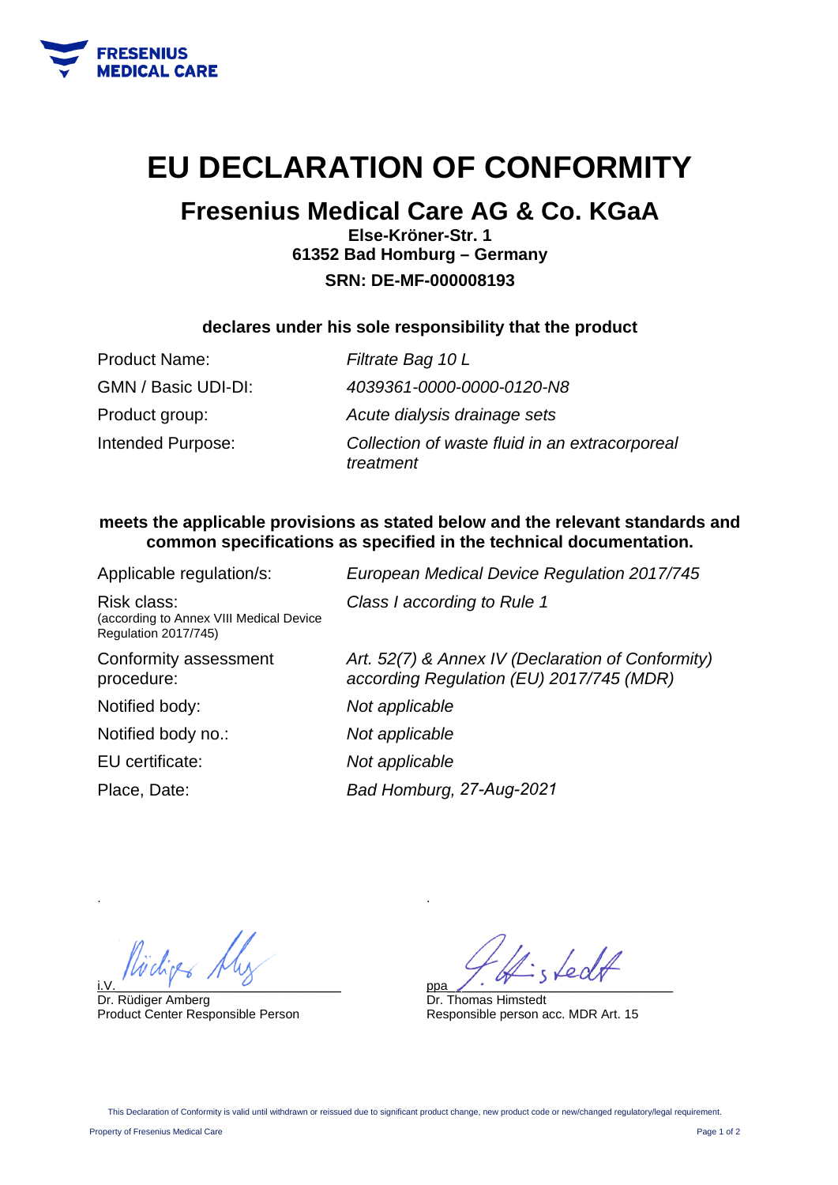FRESENIUS MEDICAL CARE

# EU DECLARATION OF CONFORMITY

## Fresenius Medical Care AG & Co. KGaA

**Else-Kröner-Str. 1**
**61352 Bad Homburg – Germany**
**SRN: DE-MF-000008193**

**declares under his sole responsibility that the product**

| | |
|---|---|
| Product Name: | *Filtrate Bag 10 L* |
| GMN / Basic UDI-DI: | *4039361-0000-0000-0120-N8* |
| Product group: | *Acute dialysis drainage sets* |
| Intended Purpose: | *Collection of waste fluid in an extracorporeal treatment* |

**meets the applicable provisions as stated below and the relevant standards and common specifications as specified in the technical documentation.**

| | |
|---|---|
| Applicable regulation/s: | *European Medical Device Regulation 2017/745* |
| Risk class: (according to Annex VIII Medical Device Regulation 2017/745) | *Class I according to Rule 1* |
| Conformity assessment procedure: | *Art. 52(7) & Annex IV (Declaration of Conformity) according Regulation (EU) 2017/745 (MDR)* |
| Notified body: | *Not applicable* |
| Notified body no.: | *Not applicable* |
| EU certificate: | *Not applicable* |
| Place, Date: | *Bad Homburg, 27-Aug-2021* |

i.V. [signature]
Dr. Rüdiger Amberg
Product Center Responsible Person

ppa [signature]
Dr. Thomas Himstedt
Responsible person acc. MDR Art. 15

This Declaration of Conformity is valid until withdrawn or reissued due to significant product change, new product code or new/changed regulatory/legal requirement.

Property of Fresenius Medical Care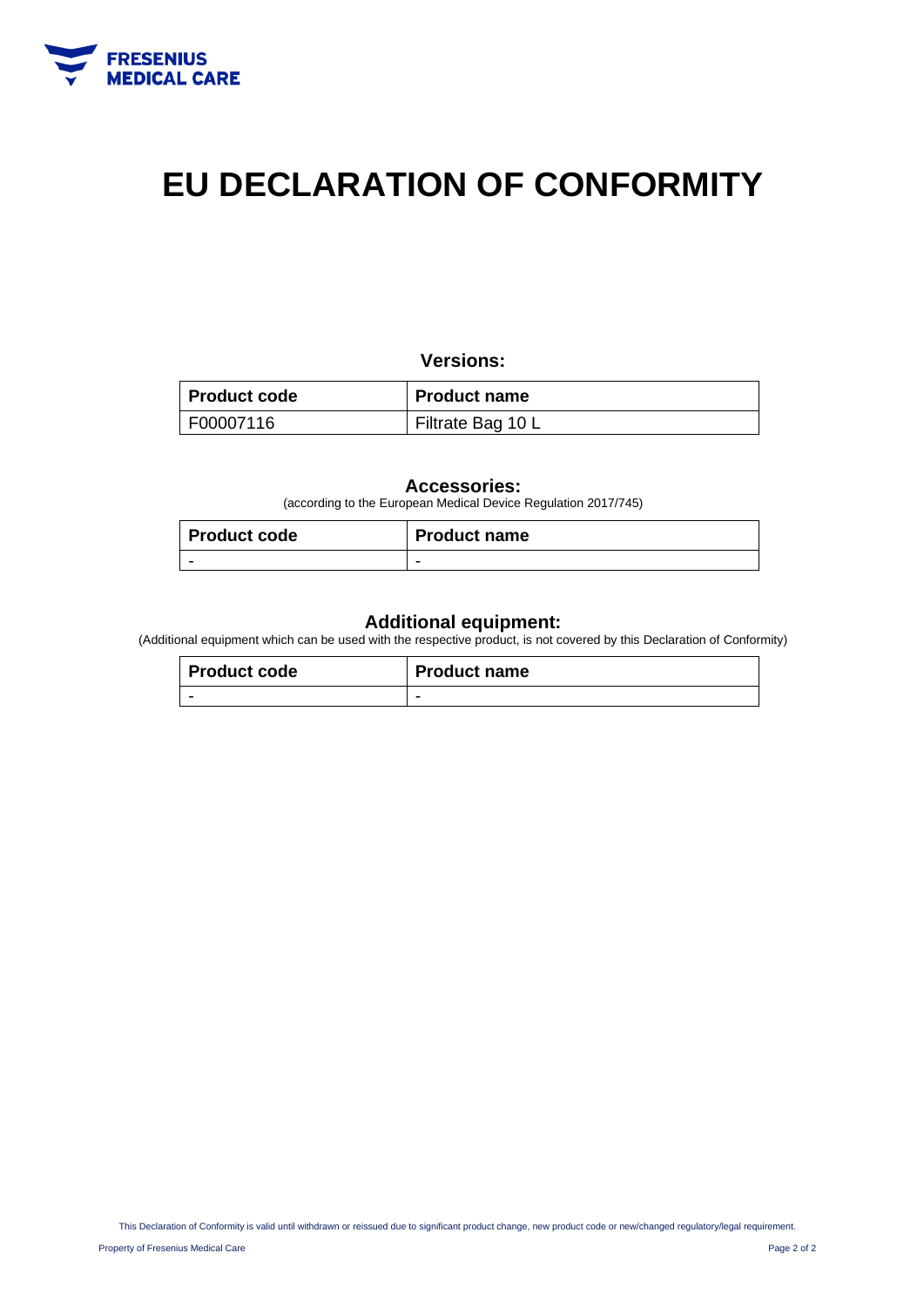# EU DECLARATION OF CONFORMITY

## Versions:

| Product code | Product name |
| --- | --- |
| F00007116 | Filtrate Bag 10 L |

## Accessories:

(according to the European Medical Device Regulation 2017/745)

| Product code | Product name |
| --- | --- |
| - | - |

## Additional equipment:

(Additional equipment which can be used with the respective product, is not covered by this Declaration of Conformity)

| Product code | Product name |
| --- | --- |
| - | - |

This Declaration of Conformity is valid until withdrawn or reissued due to significant product change, new product code or new/changed regulatory/legal requirement.